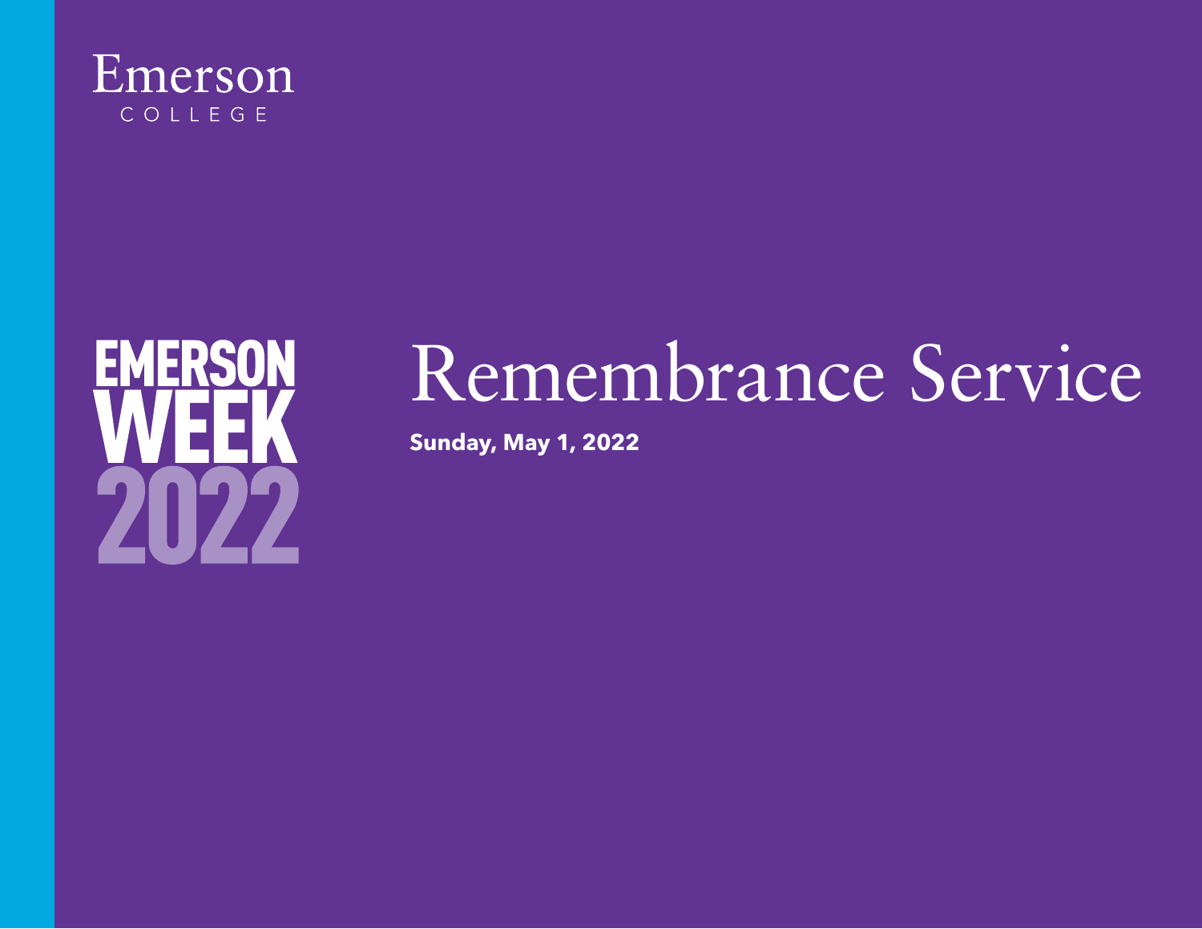Emerson
COLLEGE

EMERSON WEEK 2022

# Remembrance Service

**Sunday, May 1, 2022**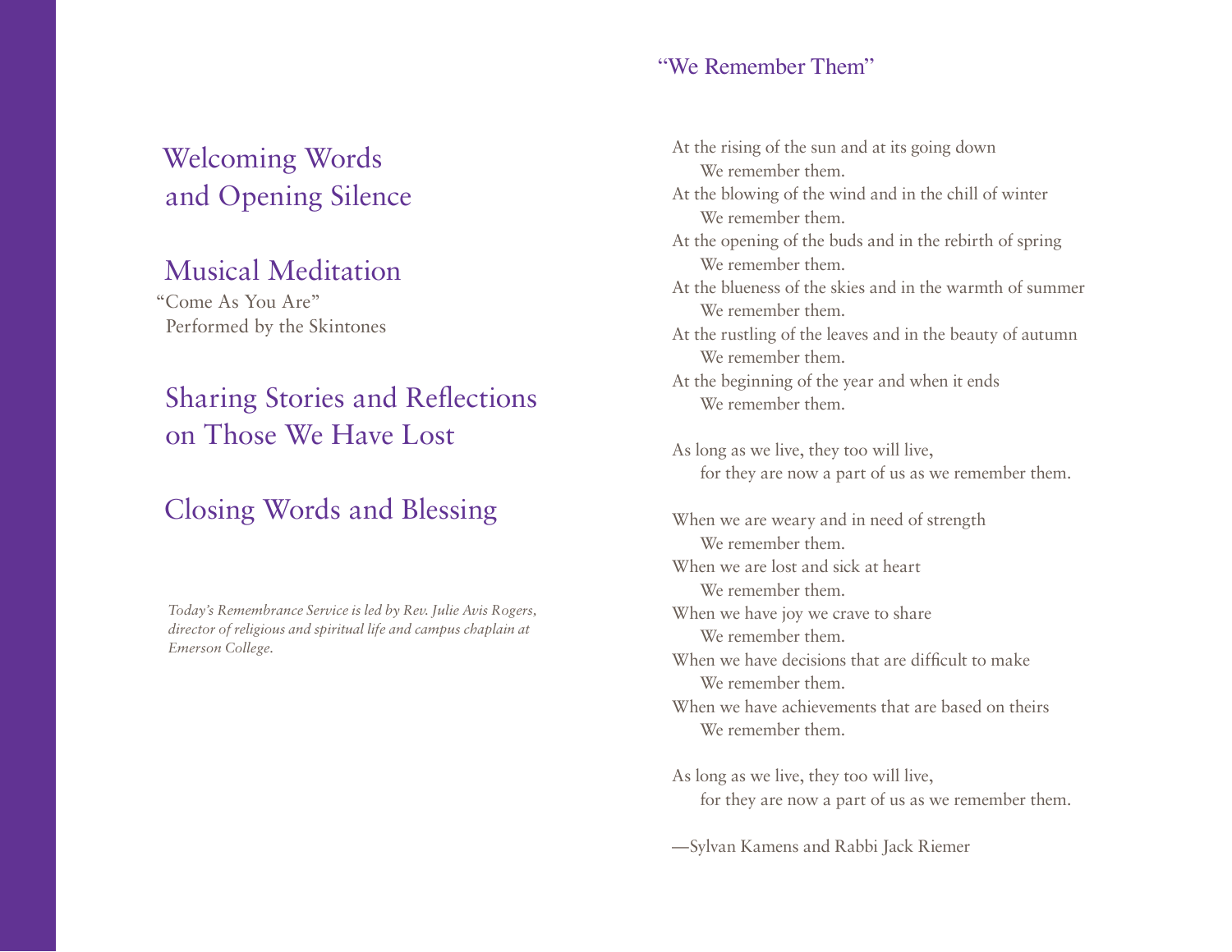## Welcoming Words and Opening Silence

## Musical Meditation

"Come As You Are"
Performed by the Skintones

## Sharing Stories and Reflections on Those We Have Lost

## Closing Words and Blessing

*Today's Remembrance Service is led by Rev. Julie Avis Rogers, director of religious and spiritual life and campus chaplain at Emerson College.*

## "We Remember Them"

At the rising of the sun and at its going down
We remember them.
At the blowing of the wind and in the chill of winter
We remember them.
At the opening of the buds and in the rebirth of spring
We remember them.
At the blueness of the skies and in the warmth of summer
We remember them.
At the rustling of the leaves and in the beauty of autumn
We remember them.
At the beginning of the year and when it ends
We remember them.

As long as we live, they too will live,
for they are now a part of us as we remember them.

When we are weary and in need of strength
We remember them.
When we are lost and sick at heart
We remember them.
When we have joy we crave to share
We remember them.
When we have decisions that are difficult to make
We remember them.
When we have achievements that are based on theirs
We remember them.

As long as we live, they too will live,
for they are now a part of us as we remember them.

—Sylvan Kamens and Rabbi Jack Riemer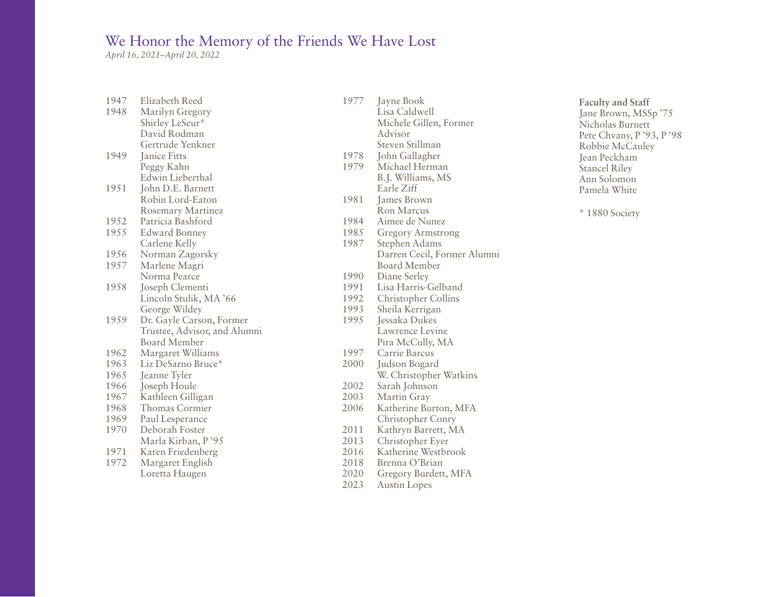# We Honor the Memory of the Friends We Have Lost

*April 16, 2021–April 20, 2022*

1947 Elizabeth Reed
1948 Marilyn Gregory
Shirley LeSeur*
David Rodman
Gertrude Yenkner
1949 Janice Fitts
Peggy Kahn
Edwin Lieberthal
1951 John D.E. Barnett
Robin Lord-Eaton
Rosemary Martinez
1952 Patricia Bashford
1955 Edward Bonney
Carlene Kelly
1956 Norman Zagorsky
1957 Marlene Magri
Norma Pearce
1958 Joseph Clementi
Lincoln Stulik, MA ’66
George Wildey
1959 Dr. Gayle Carson, Former Trustee, Advisor, and Alumni Board Member
1962 Margaret Williams
1963 Liz DeSarno Bruce*
1965 Jeanne Tyler
1966 Joseph Houle
1967 Kathleen Gilligan
1968 Thomas Cormier
1969 Paul Lesperance
1970 Deborah Foster
Marla Kirban, P ’95
1971 Karen Friedenberg
1972 Margaret English
Loretta Haugen
1977 Jayne Book
Lisa Caldwell
Michele Gillen, Former Advisor
Steven Stillman
1978 John Gallagher
1979 Michael Herman
B.J. Williams, MS
Earle Ziff
1981 James Brown
Ron Marcus
1984 Aimee de Nunez
1985 Gregory Armstrong
1987 Stephen Adams
Darren Cecil, Former Alumni Board Member
1990 Diane Serley
1991 Lisa Harris-Gelband
1992 Christopher Collins
1993 Sheila Kerrigan
1995 Jessaka Dukes
Lawrence Levine
Pira McCully, MA
1997 Carrie Barcus
2000 Judson Bogard
W. Christopher Watkins
2002 Sarah Johnson
2003 Martin Gray
2006 Katherine Burton, MFA
Christopher Conry
2011 Kathryn Barrett, MA
2013 Christopher Eyer
2016 Katherine Westbrook
2018 Brenna O’Brian
2020 Gregory Burdett, MFA
2023 Austin Lopes

**Faculty and Staff**
Jane Brown, MSSp ’75
Nicholas Burnett
Pete Chvany, P ’93, P ’98
Robbie McCauley
Jean Peckham
Stancel Riley
Ann Solomon
Pamela White

* 1880 Society